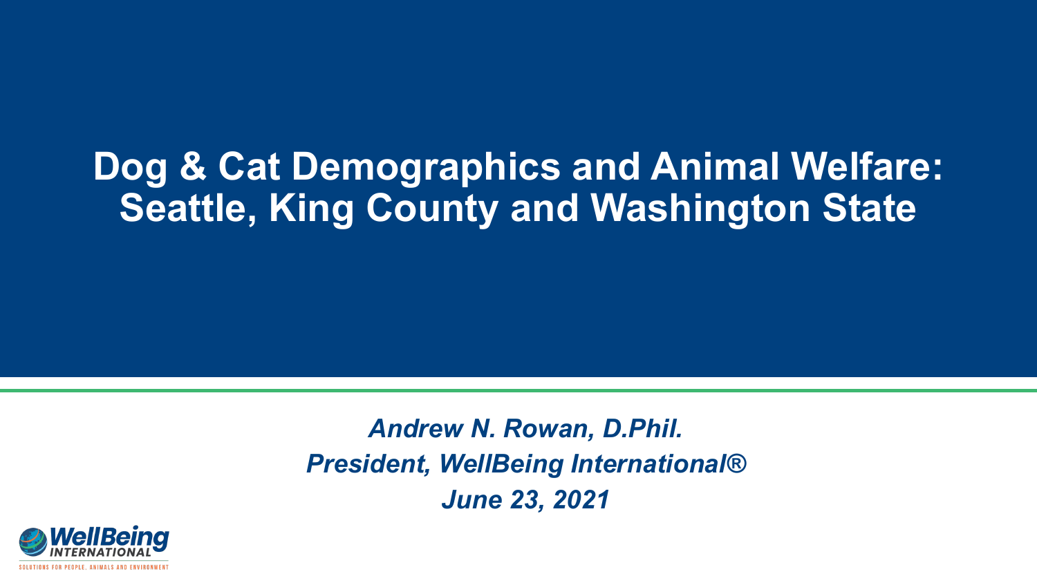# Dog & Cat Demographics and Animal Welfare: Seattle, King County and Washington State

*Andrew N. Rowan, D.Phil.*

*President, WellBeing International®*

*June 23, 2021*

WellBeing INTERNATIONAL

SOLUTIONS FOR PEOPLE, ANIMALS AND ENVIRONMENT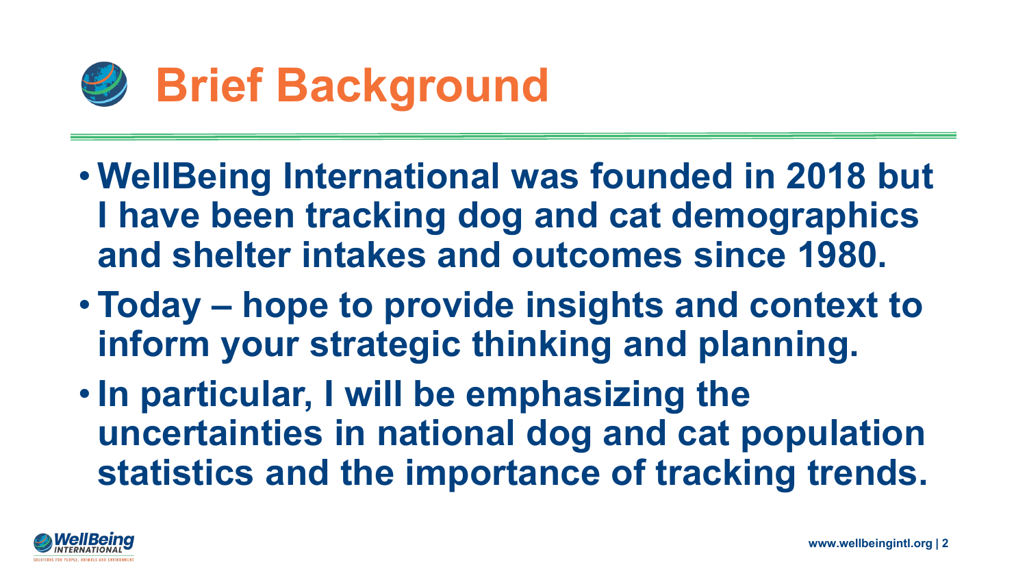# Brief Background

- **WellBeing International was founded in 2018 but I have been tracking dog and cat demographics and shelter intakes and outcomes since 1980.**
- **Today – hope to provide insights and context to inform your strategic thinking and planning.**
- **In particular, I will be emphasizing the uncertainties in national dog and cat population statistics and the importance of tracking trends.**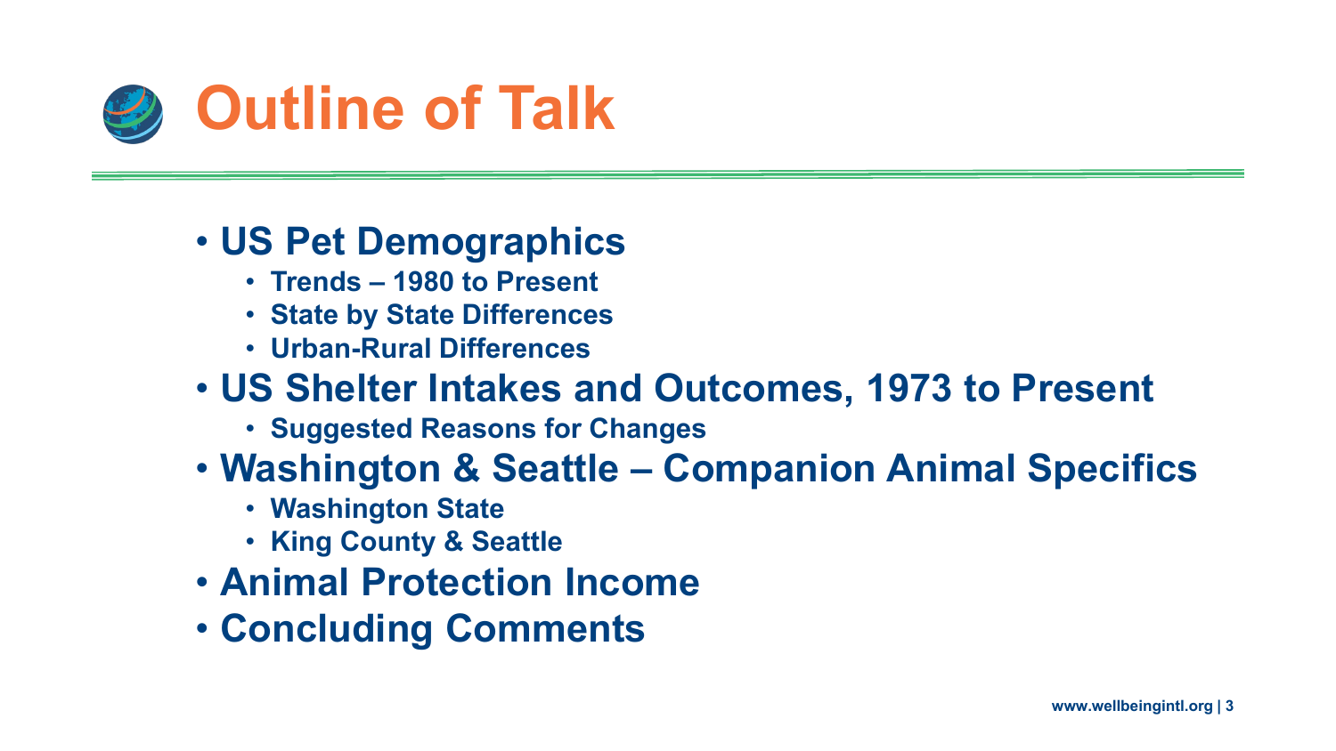# Outline of Talk

- **US Pet Demographics**
  - **Trends – 1980 to Present**
  - **State by State Differences**
  - **Urban-Rural Differences**
- **US Shelter Intakes and Outcomes, 1973 to Present**
  - **Suggested Reasons for Changes**
- **Washington & Seattle – Companion Animal Specifics**
  - **Washington State**
  - **King County & Seattle**
- **Animal Protection Income**
- **Concluding Comments**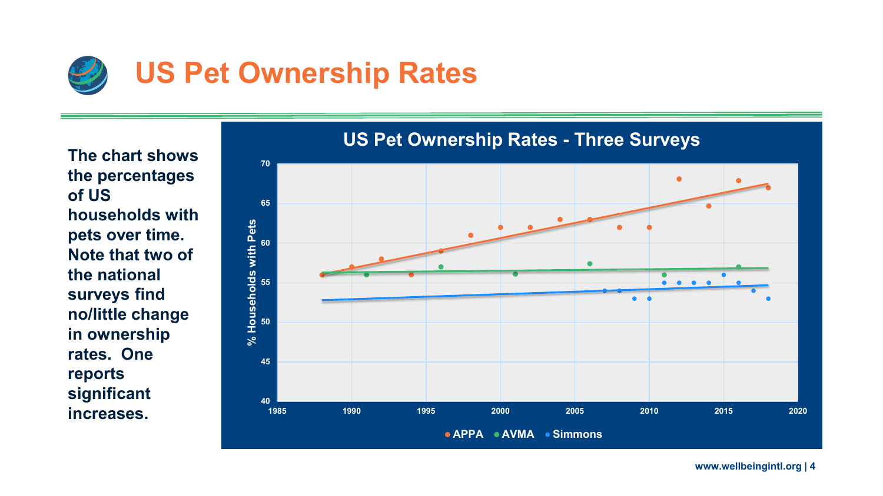# US Pet Ownership Rates

**The chart shows the percentages of US households with pets over time. Note that two of the national surveys find no/little change in ownership rates. One reports significant increases.**

**US Pet Ownership Rates - Three Surveys**

% Households with Pets

APPA • AVMA • Simmons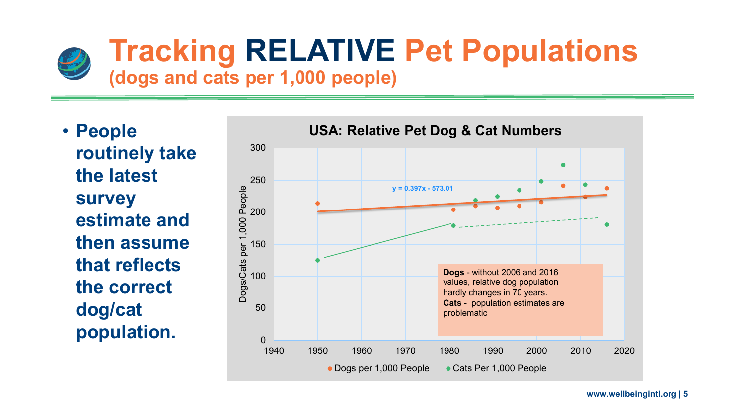# Tracking RELATIVE Pet Populations

## (dogs and cats per 1,000 people)

- **People routinely take the latest survey estimate and then assume that reflects the correct dog/cat population.**

**USA: Relative Pet Dog & Cat Numbers**

y = 0.397x - 573.01

**Dogs** - without 2006 and 2016 values, relative dog population hardly changes in 70 years.
**Cats** - population estimates are problematic

Dogs/Cats per 1,000 People

● Dogs per 1,000 People ● Cats Per 1,000 People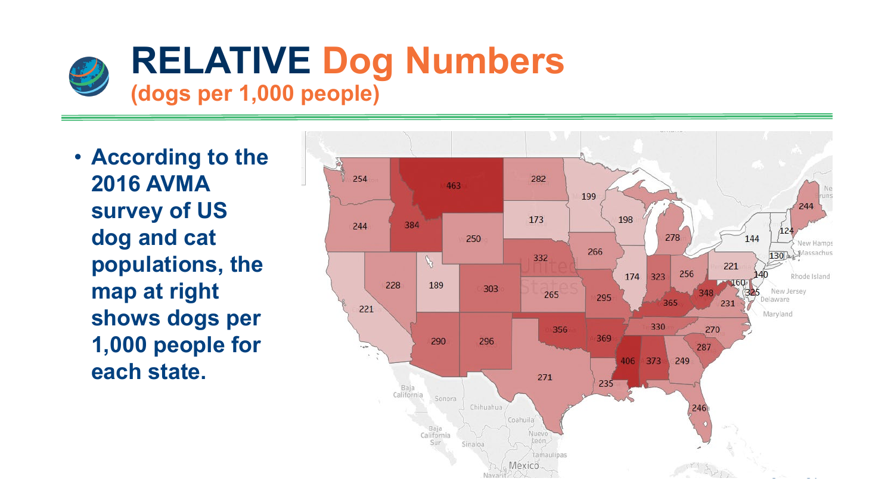# RELATIVE Dog Numbers

## (dogs per 1,000 people)

- **According to the 2016 AVMA survey of US dog and cat populations, the map at right shows dogs per 1,000 people for each state.**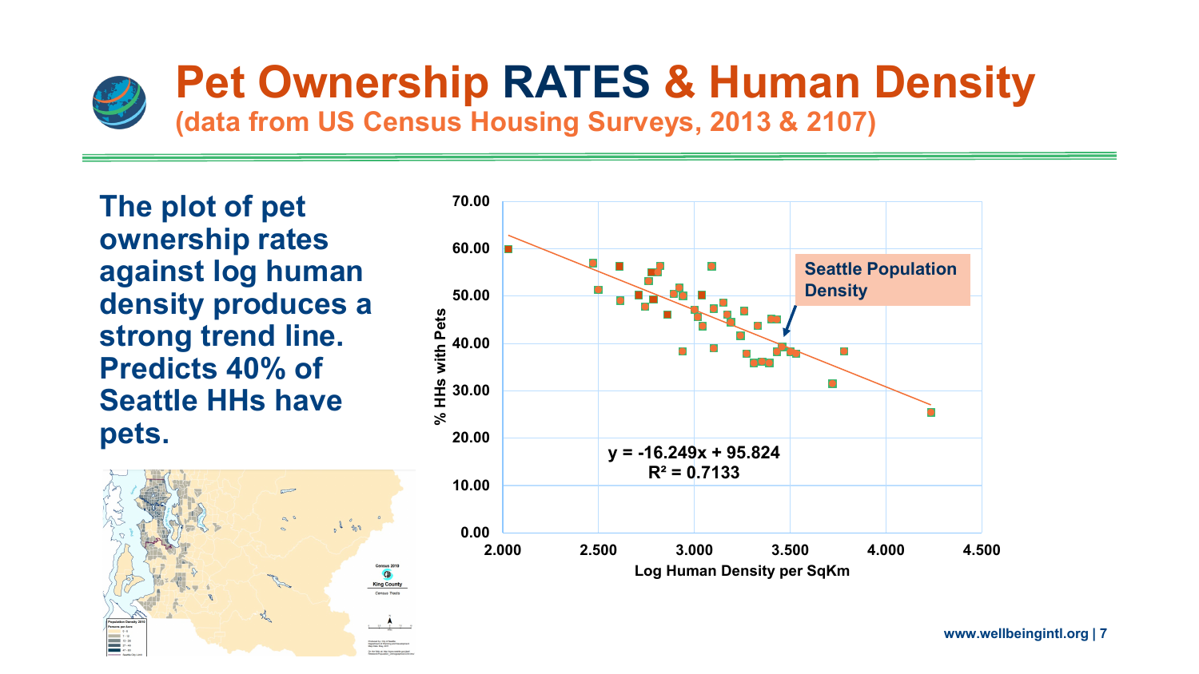# Pet Ownership RATES & Human Density

## (data from US Census Housing Surveys, 2013 & 2107)

**The plot of pet ownership rates against log human density produces a strong trend line. Predicts 40% of Seattle HHs have pets.**

Seattle Population Density

$y = -16.249x + 95.824$

$R^2 = 0.7133$

% HHs with Pets

Log Human Density per SqKm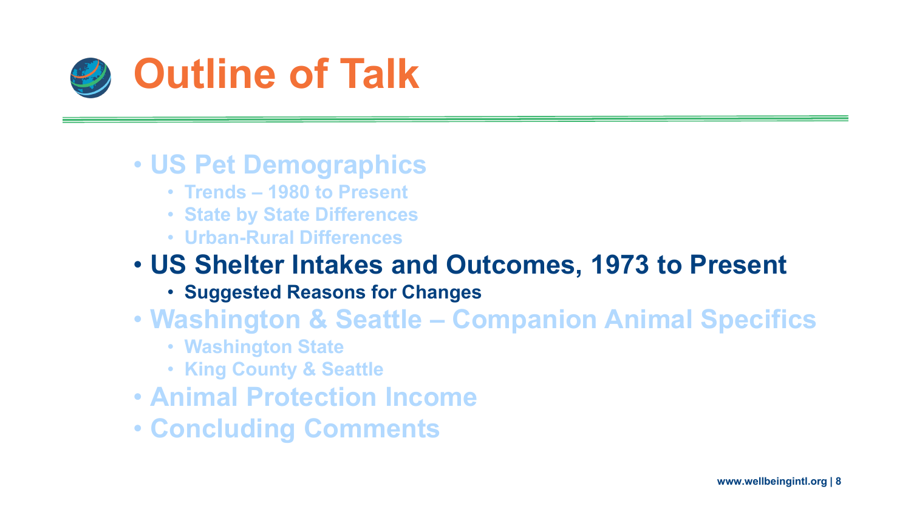# Outline of Talk

- US Pet Demographics
  - Trends – 1980 to Present
  - State by State Differences
  - Urban-Rural Differences
- **US Shelter Intakes and Outcomes, 1973 to Present**
  - **Suggested Reasons for Changes**
- Washington & Seattle – Companion Animal Specifics
  - Washington State
  - King County & Seattle
- Animal Protection Income
- Concluding Comments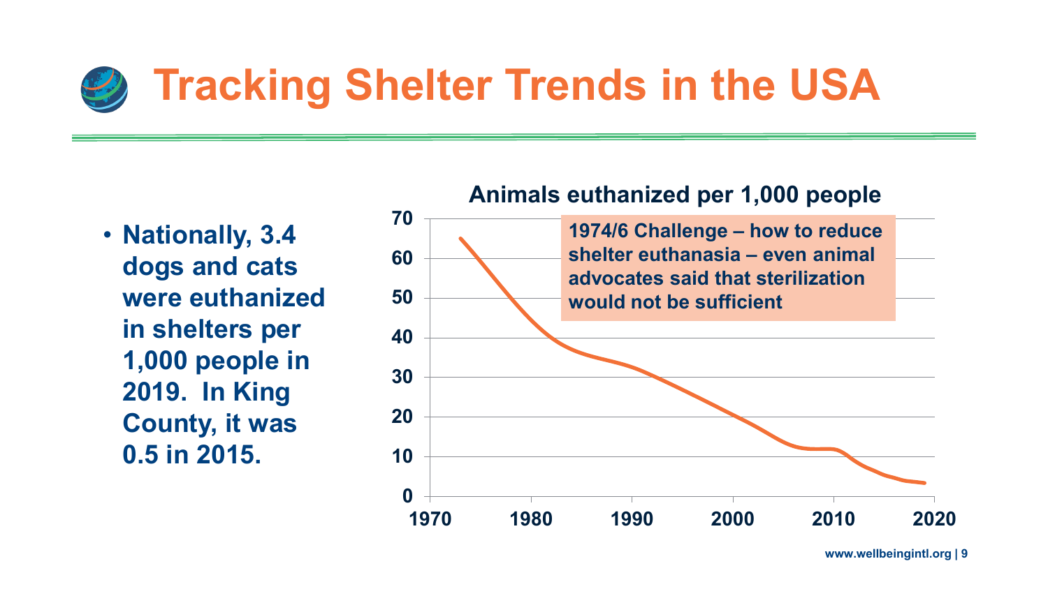# Tracking Shelter Trends in the USA

- Nationally, 3.4 dogs and cats were euthanized in shelters per 1,000 people in 2019. In King County, it was 0.5 in 2015.

**Animals euthanized per 1,000 people**

1974/6 Challenge – how to reduce shelter euthanasia – even animal advocates said that sterilization would not be sufficient

www.wellbeingintl.org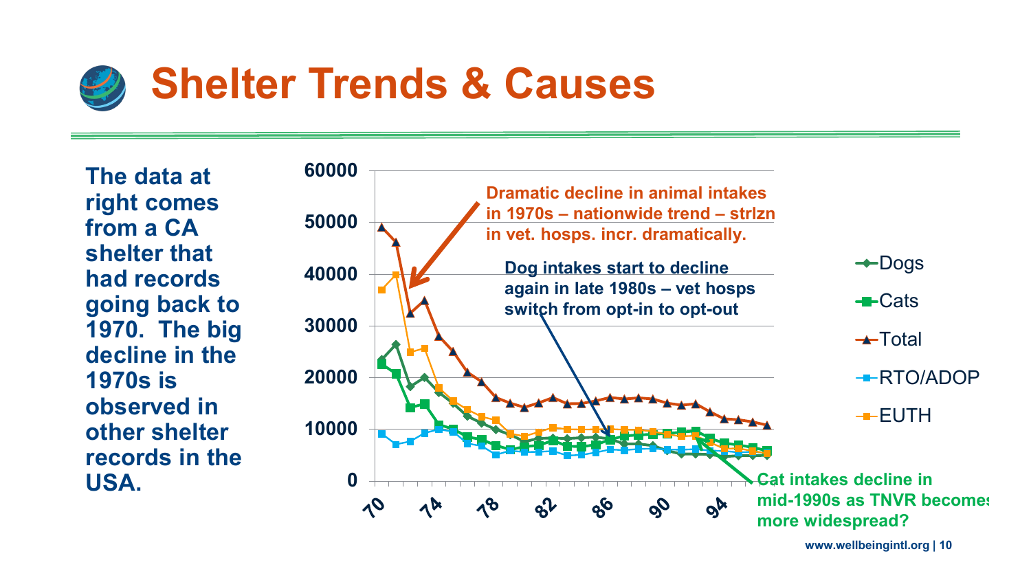# Shelter Trends & Causes

**The data at right comes from a CA shelter that had records going back to 1970. The big decline in the 1970s is observed in other shelter records in the USA.**

Dramatic decline in animal intakes in 1970s – nationwide trend – strlzn in vet. hosps. incr. dramatically.

Dog intakes start to decline again in late 1980s – vet hosps switch from opt-in to opt-out

Cat intakes decline in mid-1990s as TNVR becomes more widespread?

Legend: Dogs, Cats, Total, RTO/ADOP, EUTH

Y-axis: 0, 10000, 20000, 30000, 40000, 50000, 60000

X-axis: 70, 74, 78, 82, 86, 90, 94

www.wellbeingintl.org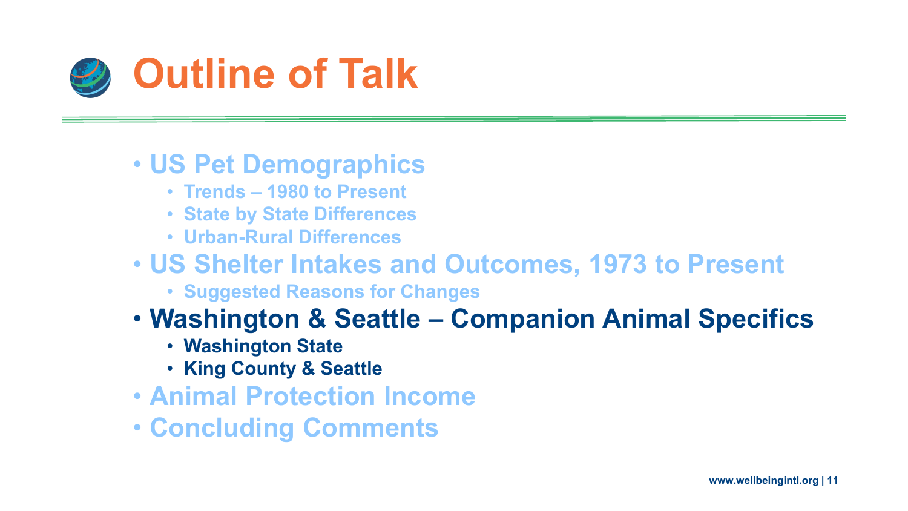# Outline of Talk

- US Pet Demographics
  - Trends – 1980 to Present
  - State by State Differences
  - Urban-Rural Differences
- US Shelter Intakes and Outcomes, 1973 to Present
  - Suggested Reasons for Changes
- **Washington & Seattle – Companion Animal Specifics**
  - **Washington State**
  - **King County & Seattle**
- Animal Protection Income
- Concluding Comments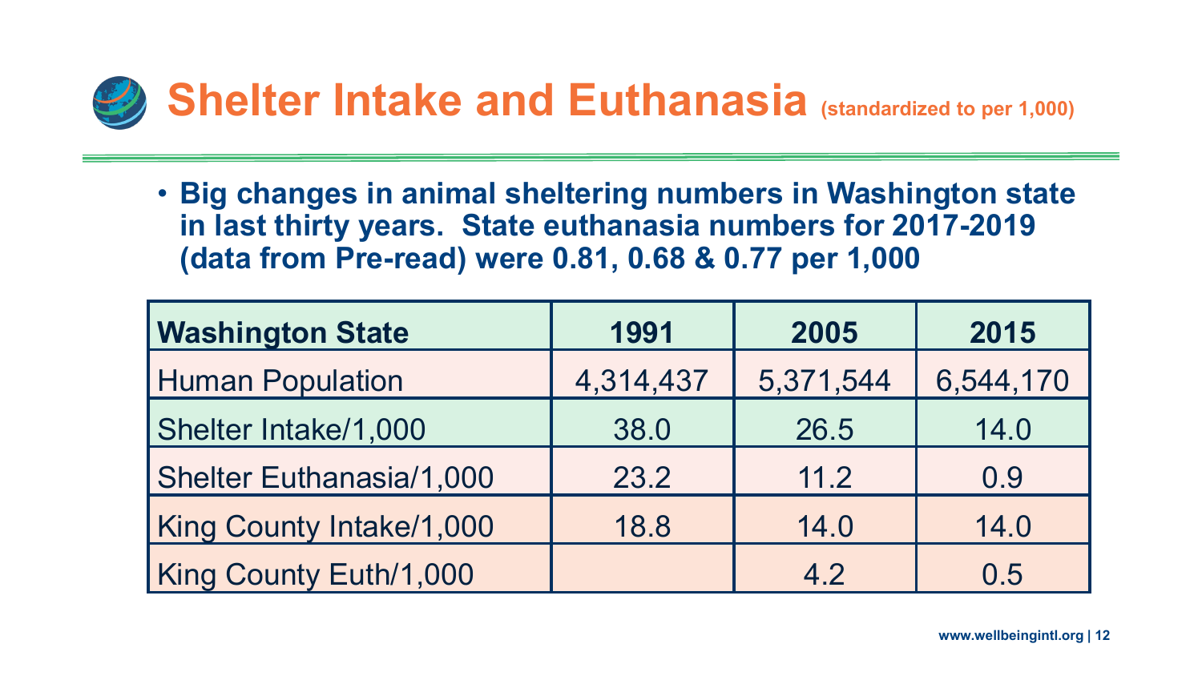# Shelter Intake and Euthanasia (standardized to per 1,000)

- **Big changes in animal sheltering numbers in Washington state in last thirty years. State euthanasia numbers for 2017-2019 (data from Pre-read) were 0.81, 0.68 & 0.77 per 1,000**

| **Washington State** | **1991** | **2005** | **2015** |
|---|---|---|---|
| Human Population | 4,314,437 | 5,371,544 | 6,544,170 |
| Shelter Intake/1,000 | 38.0 | 26.5 | 14.0 |
| Shelter Euthanasia/1,000 | 23.2 | 11.2 | 0.9 |
| King County Intake/1,000 | 18.8 | 14.0 | 14.0 |
| King County Euth/1,000 | | 4.2 | 0.5 |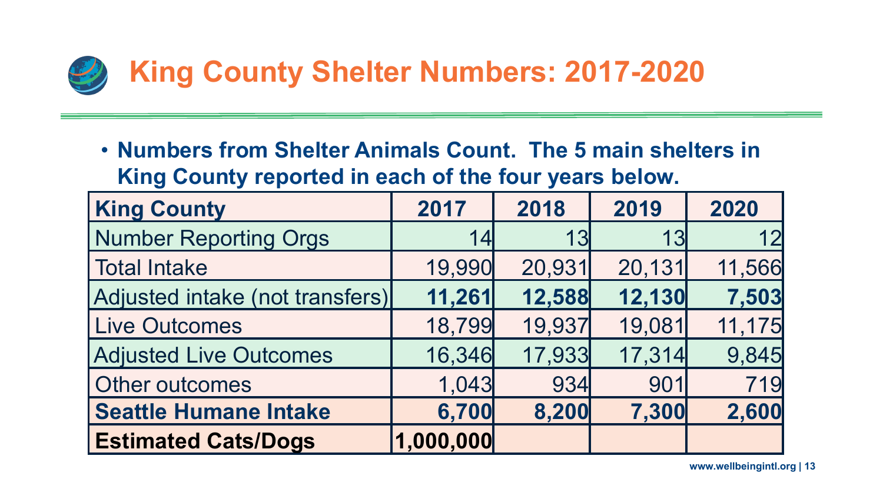# King County Shelter Numbers: 2017-2020

- **Numbers from Shelter Animals Count. The 5 main shelters in King County reported in each of the four years below.**

| King County | 2017 | 2018 | 2019 | 2020 |
|---|---|---|---|---|
| Number Reporting Orgs | 14 | 13 | 13 | 12 |
| Total Intake | 19,990 | 20,931 | 20,131 | 11,566 |
| Adjusted intake (not transfers) | **11,261** | **12,588** | **12,130** | **7,503** |
| Live Outcomes | 18,799 | 19,937 | 19,081 | 11,175 |
| Adjusted Live Outcomes | 16,346 | 17,933 | 17,314 | 9,845 |
| Other outcomes | 1,043 | 934 | 901 | 719 |
| **Seattle Humane Intake** | **6,700** | **8,200** | **7,300** | **2,600** |
| **Estimated Cats/Dogs** | **1,000,000** | | | |

www.wellbeingintl.org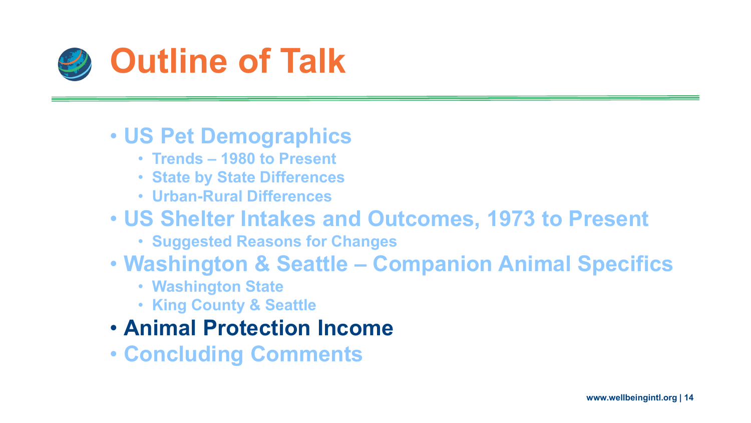# Outline of Talk

- US Pet Demographics
  - Trends – 1980 to Present
  - State by State Differences
  - Urban-Rural Differences
- US Shelter Intakes and Outcomes, 1973 to Present
  - Suggested Reasons for Changes
- Washington & Seattle – Companion Animal Specifics
  - Washington State
  - King County & Seattle
- **Animal Protection Income**
- Concluding Comments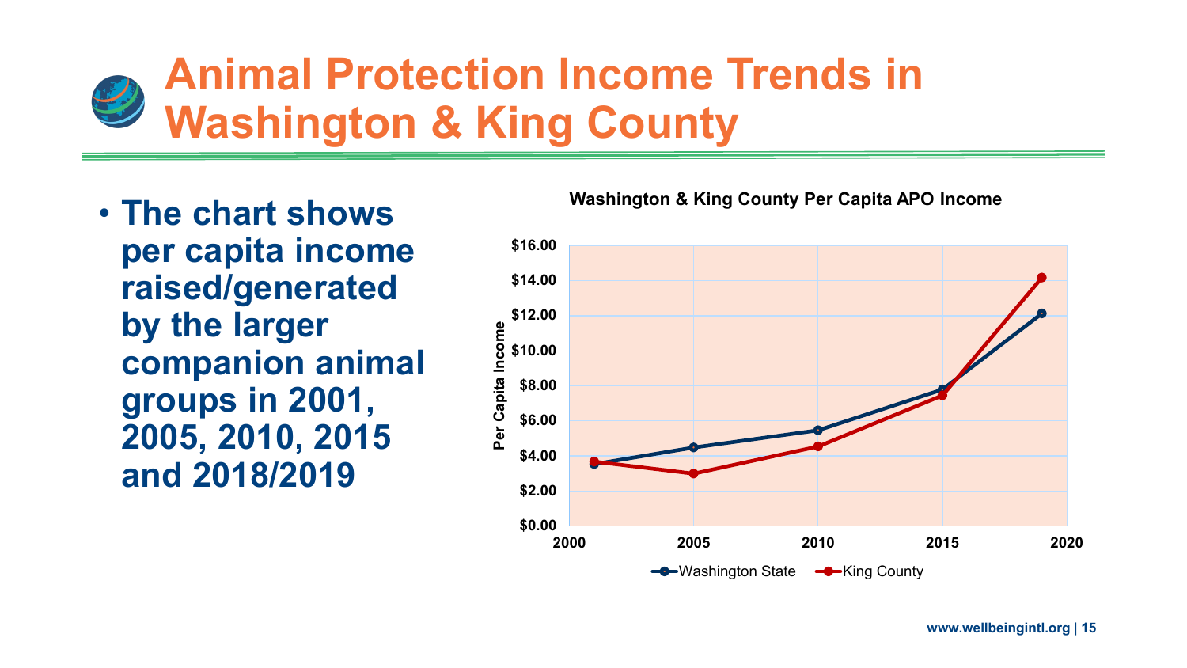# Animal Protection Income Trends in Washington & King County

- The chart shows per capita income raised/generated by the larger companion animal groups in 2001, 2005, 2010, 2015 and 2018/2019

**Washington & King County Per Capita APO Income**

Per Capita Income: $0.00, $2.00, $4.00, $6.00, $8.00, $10.00, $12.00, $14.00, $16.00

Years: 2000, 2005, 2010, 2015, 2020

Washington State — King County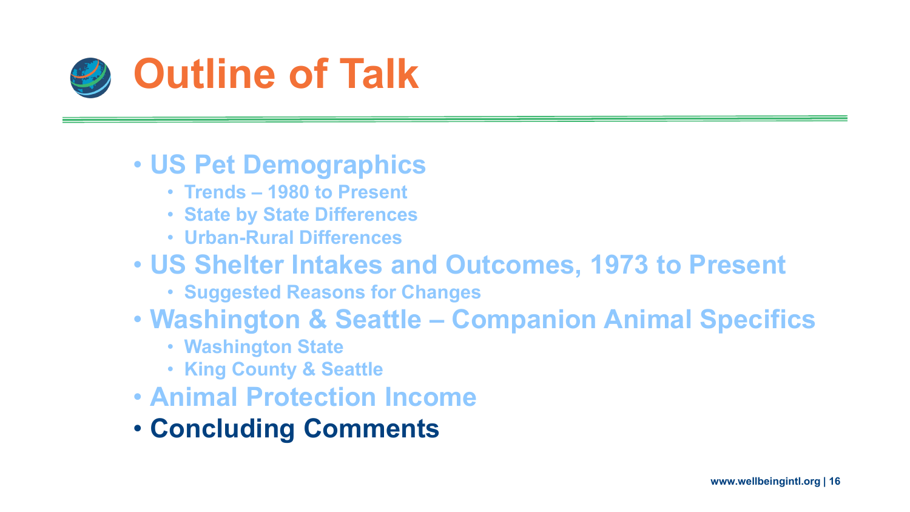# Outline of Talk

- US Pet Demographics
  - Trends – 1980 to Present
  - State by State Differences
  - Urban-Rural Differences
- US Shelter Intakes and Outcomes, 1973 to Present
  - Suggested Reasons for Changes
- Washington & Seattle – Companion Animal Specifics
  - Washington State
  - King County & Seattle
- Animal Protection Income
- **Concluding Comments**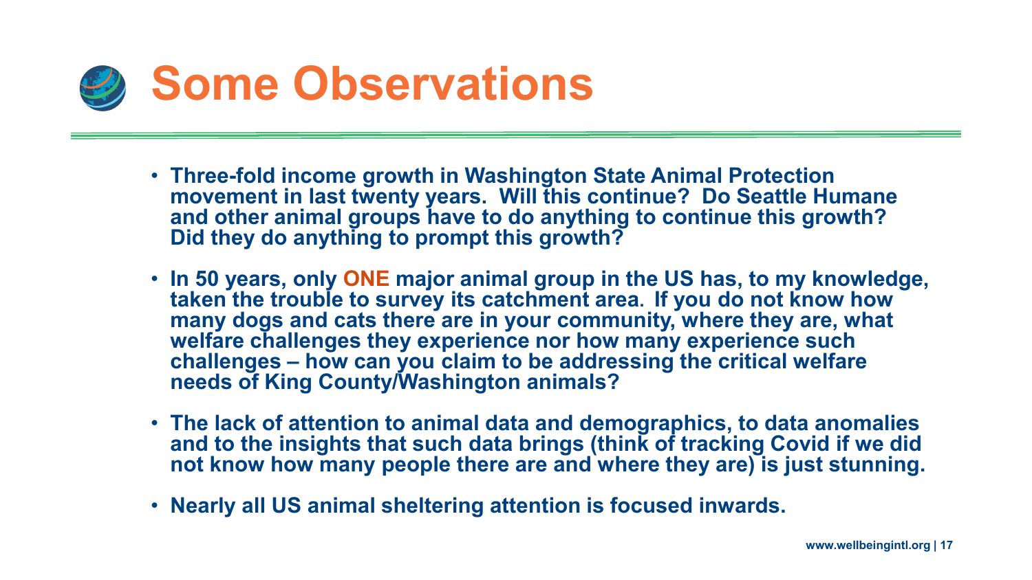# Some Observations

- **Three-fold income growth in Washington State Animal Protection movement in last twenty years. Will this continue? Do Seattle Humane and other animal groups have to do anything to continue this growth? Did they do anything to prompt this growth?**

- **In 50 years, only ONE major animal group in the US has, to my knowledge, taken the trouble to survey its catchment area. If you do not know how many dogs and cats there are in your community, where they are, what welfare challenges they experience nor how many experience such challenges – how can you claim to be addressing the critical welfare needs of King County/Washington animals?**

- **The lack of attention to animal data and demographics, to data anomalies and to the insights that such data brings (think of tracking Covid if we did not know how many people there are and where they are) is just stunning.**

- **Nearly all US animal sheltering attention is focused inwards.**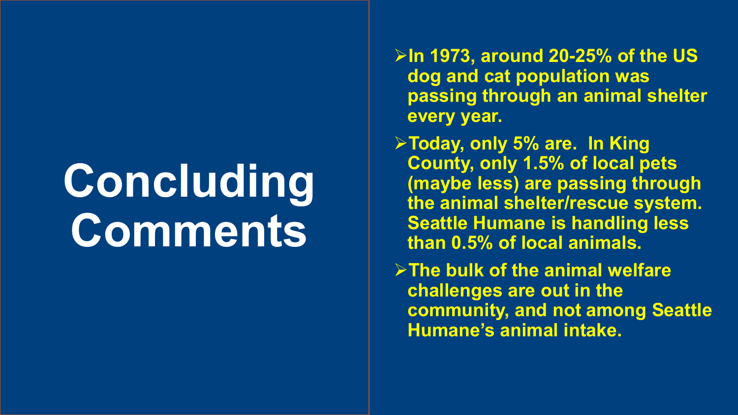# Concluding Comments

- In 1973, around 20-25% of the US dog and cat population was passing through an animal shelter every year.
- Today, only 5% are. In King County, only 1.5% of local pets (maybe less) are passing through the animal shelter/rescue system. Seattle Humane is handling less than 0.5% of local animals.
- The bulk of the animal welfare challenges are out in the community, and not among Seattle Humane's animal intake.